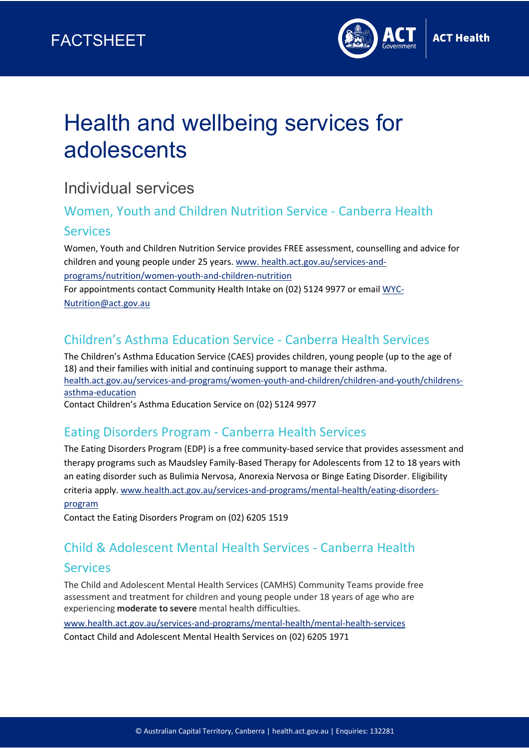FACTSHEET

# Health and wellbeing services for adolescents

## Individual services

### Women, Youth and Children Nutrition Service - Canberra Health Services

Women, Youth and Children Nutrition Service provides FREE assessment, counselling and advice for children and young people under 25 years. www. health.act.gov.au/services-and-programs/nutrition/women-youth-and-children-nutrition

For appointments contact Community Health Intake on (02) 5124 9977 or email WYC-Nutrition@act.gov.au

### Children's Asthma Education Service - Canberra Health Services

The Children's Asthma Education Service (CAES) provides children, young people (up to the age of 18) and their families with initial and continuing support to manage their asthma. health.act.gov.au/services-and-programs/women-youth-and-children/children-and-youth/childrens-asthma-education

Contact Children's Asthma Education Service on (02) 5124 9977

### Eating Disorders Program - Canberra Health Services

The Eating Disorders Program (EDP) is a free community-based service that provides assessment and therapy programs such as Maudsley Family-Based Therapy for Adolescents from 12 to 18 years with an eating disorder such as Bulimia Nervosa, Anorexia Nervosa or Binge Eating Disorder. Eligibility criteria apply. www.health.act.gov.au/services-and-programs/mental-health/eating-disorders-program

Contact the Eating Disorders Program on (02) 6205 1519

### Child & Adolescent Mental Health Services - Canberra Health Services

The Child and Adolescent Mental Health Services (CAMHS) Community Teams provide free assessment and treatment for children and young people under 18 years of age who are experiencing **moderate to severe** mental health difficulties.

www.health.act.gov.au/services-and-programs/mental-health/mental-health-services

Contact Child and Adolescent Mental Health Services on (02) 6205 1971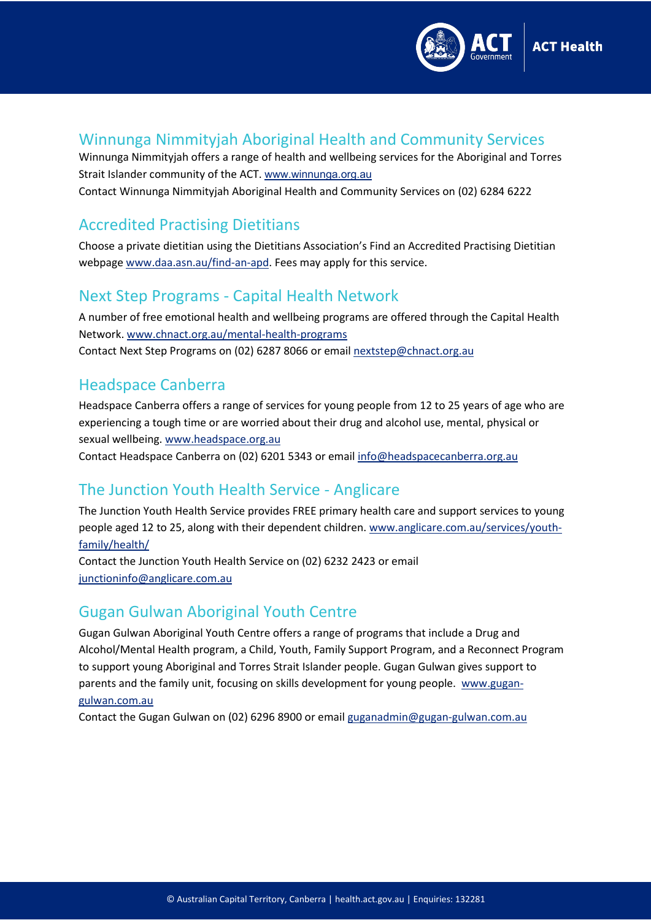## Winnunga Nimmityjah Aboriginal Health and Community Services

Winnunga Nimmityjah offers a range of health and wellbeing services for the Aboriginal and Torres Strait Islander community of the ACT. www.winnunga.org.au

Contact Winnunga Nimmityjah Aboriginal Health and Community Services on (02) 6284 6222

## Accredited Practising Dietitians

Choose a private dietitian using the Dietitians Association's Find an Accredited Practising Dietitian webpage www.daa.asn.au/find-an-apd. Fees may apply for this service.

## Next Step Programs - Capital Health Network

A number of free emotional health and wellbeing programs are offered through the Capital Health Network. www.chnact.org.au/mental-health-programs

Contact Next Step Programs on (02) 6287 8066 or email nextstep@chnact.org.au

## Headspace Canberra

Headspace Canberra offers a range of services for young people from 12 to 25 years of age who are experiencing a tough time or are worried about their drug and alcohol use, mental, physical or sexual wellbeing. www.headspace.org.au

Contact Headspace Canberra on (02) 6201 5343 or email info@headspacecanberra.org.au

## The Junction Youth Health Service - Anglicare

The Junction Youth Health Service provides FREE primary health care and support services to young people aged 12 to 25, along with their dependent children. www.anglicare.com.au/services/youth-family/health/

Contact the Junction Youth Health Service on (02) 6232 2423 or email junctioninfo@anglicare.com.au

## Gugan Gulwan Aboriginal Youth Centre

Gugan Gulwan Aboriginal Youth Centre offers a range of programs that include a Drug and Alcohol/Mental Health program, a Child, Youth, Family Support Program, and a Reconnect Program to support young Aboriginal and Torres Strait Islander people. Gugan Gulwan gives support to parents and the family unit, focusing on skills development for young people. www.gugan-gulwan.com.au

Contact the Gugan Gulwan on (02) 6296 8900 or email guganadmin@gugan-gulwan.com.au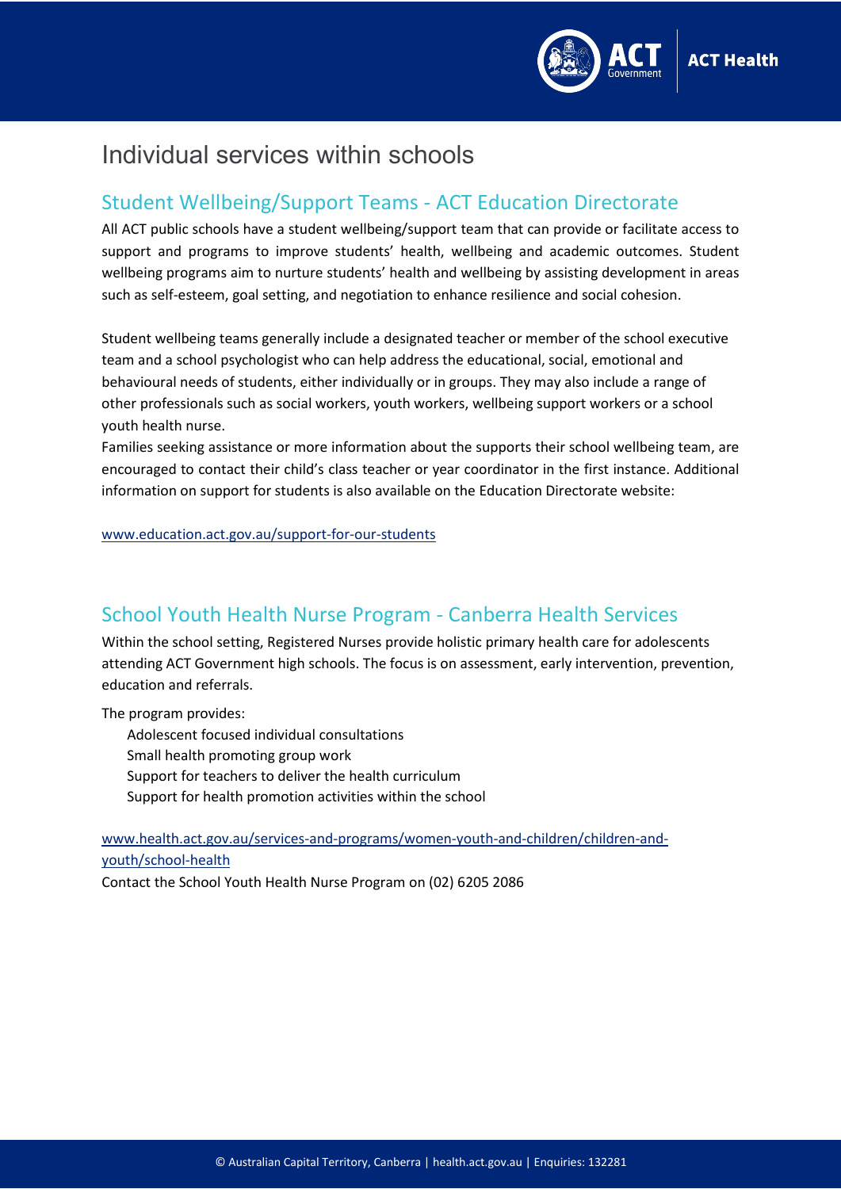# Individual services within schools

## Student Wellbeing/Support Teams - ACT Education Directorate

All ACT public schools have a student wellbeing/support team that can provide or facilitate access to support and programs to improve students' health, wellbeing and academic outcomes. Student wellbeing programs aim to nurture students' health and wellbeing by assisting development in areas such as self-esteem, goal setting, and negotiation to enhance resilience and social cohesion.

Student wellbeing teams generally include a designated teacher or member of the school executive team and a school psychologist who can help address the educational, social, emotional and behavioural needs of students, either individually or in groups. They may also include a range of other professionals such as social workers, youth workers, wellbeing support workers or a school youth health nurse.

Families seeking assistance or more information about the supports their school wellbeing team, are encouraged to contact their child's class teacher or year coordinator in the first instance. Additional information on support for students is also available on the Education Directorate website:

www.education.act.gov.au/support-for-our-students

## School Youth Health Nurse Program - Canberra Health Services

Within the school setting, Registered Nurses provide holistic primary health care for adolescents attending ACT Government high schools. The focus is on assessment, early intervention, prevention, education and referrals.

The program provides:

- Adolescent focused individual consultations
- Small health promoting group work
- Support for teachers to deliver the health curriculum
- Support for health promotion activities within the school

www.health.act.gov.au/services-and-programs/women-youth-and-children/children-and-youth/school-health

Contact the School Youth Health Nurse Program on (02) 6205 2086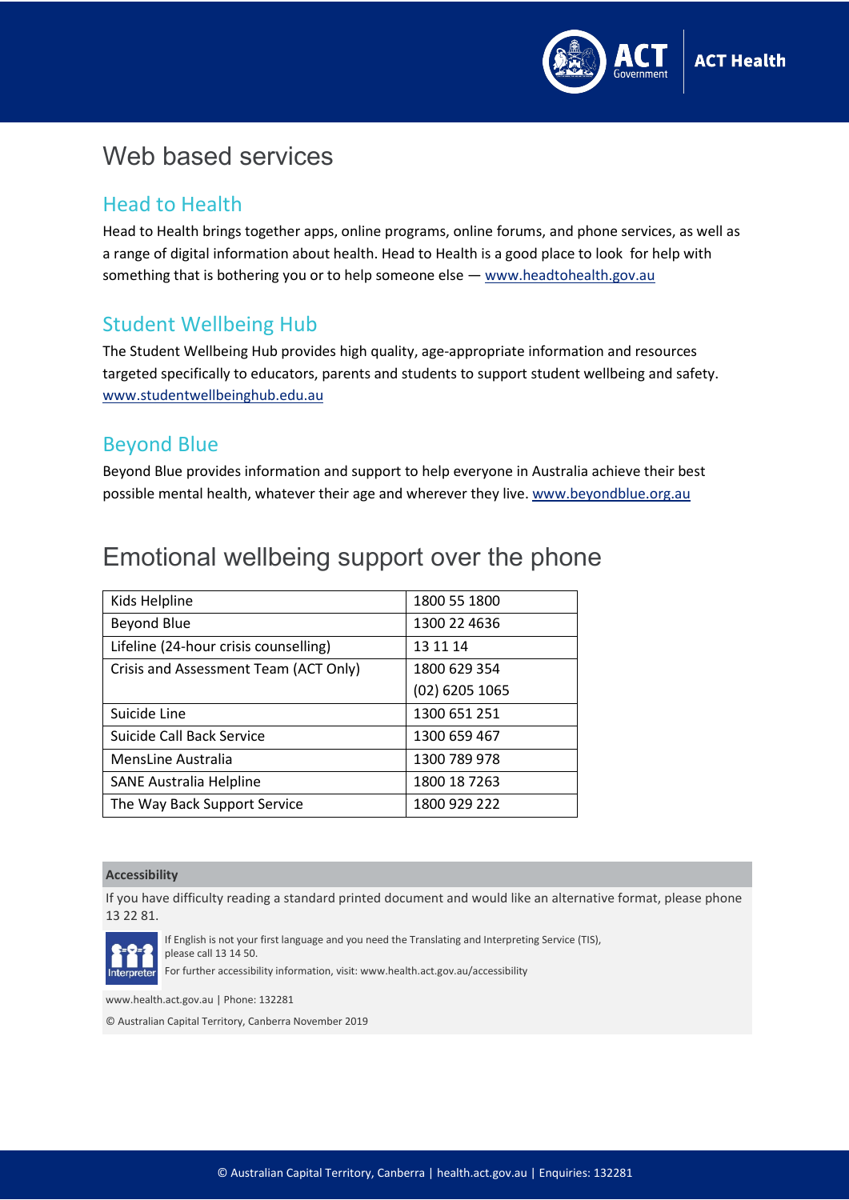# Web based services

## Head to Health

Head to Health brings together apps, online programs, online forums, and phone services, as well as a range of digital information about health. Head to Health is a good place to look for help with something that is bothering you or to help someone else — www.headtohealth.gov.au

## Student Wellbeing Hub

The Student Wellbeing Hub provides high quality, age-appropriate information and resources targeted specifically to educators, parents and students to support student wellbeing and safety. www.studentwellbeinghub.edu.au

## Beyond Blue

Beyond Blue provides information and support to help everyone in Australia achieve their best possible mental health, whatever their age and wherever they live. www.beyondblue.org.au

# Emotional wellbeing support over the phone

| | |
|---|---|
| Kids Helpline | 1800 55 1800 |
| Beyond Blue | 1300 22 4636 |
| Lifeline (24-hour crisis counselling) | 13 11 14 |
| Crisis and Assessment Team (ACT Only) | 1800 629 354<br>(02) 6205 1065 |
| Suicide Line | 1300 651 251 |
| Suicide Call Back Service | 1300 659 467 |
| MensLine Australia | 1300 789 978 |
| SANE Australia Helpline | 1800 18 7263 |
| The Way Back Support Service | 1800 929 222 |

**Accessibility**

If you have difficulty reading a standard printed document and would like an alternative format, please phone 13 22 81.

If English is not your first language and you need the Translating and Interpreting Service (TIS), please call 13 14 50.

For further accessibility information, visit: www.health.act.gov.au/accessibility

www.health.act.gov.au | Phone: 132281

© Australian Capital Territory, Canberra November 2019